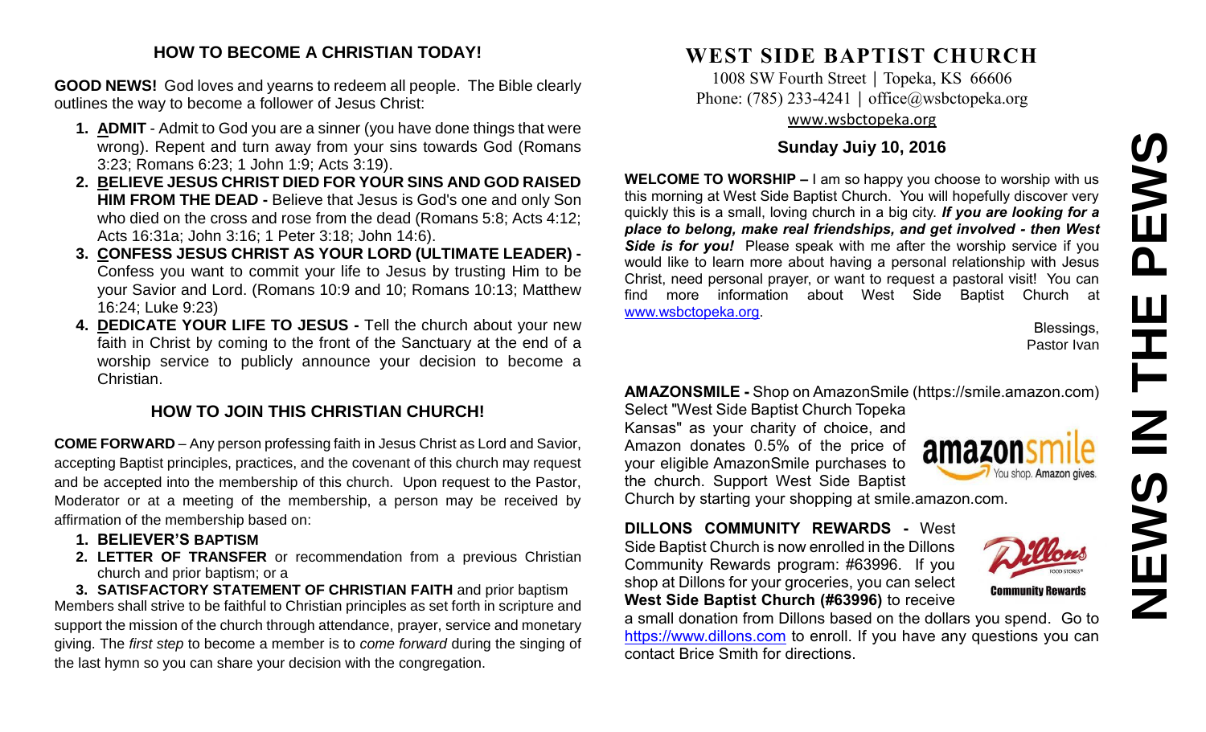## HOW TO BECOME A CHRISTIAN TODAY!

**GOOD NEWS!** God loves and yearns to redeem all people. The Bible clearly outlines the way to become a follower of Jesus Christ:

1. **ADMIT** - Admit to God you are a sinner (you have done things that were wrong). Repent and turn away from your sins towards God (Romans 3:23; Romans 6:23; 1 John 1:9; Acts 3:19).
2. **BELIEVE JESUS CHRIST DIED FOR YOUR SINS AND GOD RAISED HIM FROM THE DEAD -** Believe that Jesus is God's one and only Son who died on the cross and rose from the dead (Romans 5:8; Acts 4:12; Acts 16:31a; John 3:16; 1 Peter 3:18; John 14:6).
3. **CONFESS JESUS CHRIST AS YOUR LORD (ULTIMATE LEADER) -** Confess you want to commit your life to Jesus by trusting Him to be your Savior and Lord. (Romans 10:9 and 10; Romans 10:13; Matthew 16:24; Luke 9:23)
4. **DEDICATE YOUR LIFE TO JESUS -** Tell the church about your new faith in Christ by coming to the front of the Sanctuary at the end of a worship service to publicly announce your decision to become a Christian.

## HOW TO JOIN THIS CHRISTIAN CHURCH!

**COME FORWARD** – Any person professing faith in Jesus Christ as Lord and Savior, accepting Baptist principles, practices, and the covenant of this church may request and be accepted into the membership of this church. Upon request to the Pastor, Moderator or at a meeting of the membership, a person may be received by affirmation of the membership based on:

1. **BELIEVER'S BAPTISM**
2. **LETTER OF TRANSFER** or recommendation from a previous Christian church and prior baptism; or a
3. **SATISFACTORY STATEMENT OF CHRISTIAN FAITH** and prior baptism

Members shall strive to be faithful to Christian principles as set forth in scripture and support the mission of the church through attendance, prayer, service and monetary giving. The *first step* to become a member is to *come forward* during the singing of the last hymn so you can share your decision with the congregation.

# WEST SIDE BAPTIST CHURCH

1008 SW Fourth Street | Topeka, KS 66606
Phone: (785) 233-4241 | office@wsbctopeka.org
www.wsbctopeka.org

### Sunday Juiy 10, 2016

**WELCOME TO WORSHIP –** I am so happy you choose to worship with us this morning at West Side Baptist Church. You will hopefully discover very quickly this is a small, loving church in a big city. ***If you are looking for a place to belong, make real friendships, and get involved - then West Side is for you!*** Please speak with me after the worship service if you would like to learn more about having a personal relationship with Jesus Christ, need personal prayer, or want to request a pastoral visit! You can find more information about West Side Baptist Church at www.wsbctopeka.org.

Blessings,
Pastor Ivan

**AMAZONSMILE -** Shop on AmazonSmile (https://smile.amazon.com) Select "West Side Baptist Church Topeka Kansas" as your charity of choice, and Amazon donates 0.5% of the price of your eligible AmazonSmile purchases to the church. Support West Side Baptist Church by starting your shopping at smile.amazon.com.

**DILLONS COMMUNITY REWARDS -** West Side Baptist Church is now enrolled in the Dillons Community Rewards program: #63996. If you shop at Dillons for your groceries, you can select **West Side Baptist Church (#63996)** to receive a small donation from Dillons based on the dollars you spend. Go to https://www.dillons.com to enroll. If you have any questions you can contact Brice Smith for directions.

# NEWS IN THE PEWS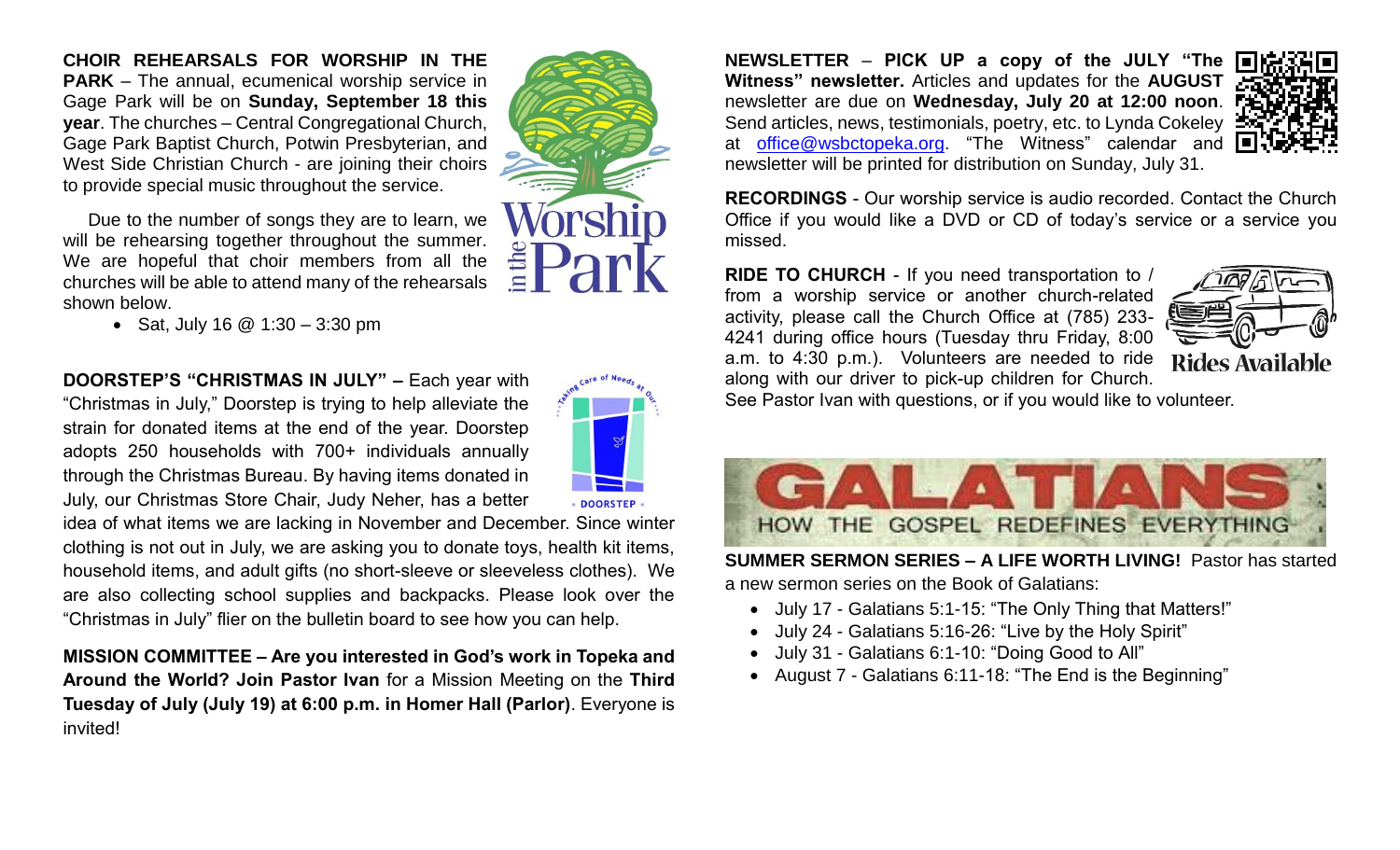**CHOIR REHEARSALS FOR WORSHIP IN THE PARK** – The annual, ecumenical worship service in Gage Park will be on **Sunday, September 18 this year**. The churches – Central Congregational Church, Gage Park Baptist Church, Potwin Presbyterian, and West Side Christian Church - are joining their choirs to provide special music throughout the service.

Due to the number of songs they are to learn, we will be rehearsing together throughout the summer. We are hopeful that choir members from all the churches will be able to attend many of the rehearsals shown below.

- Sat, July 16 @ 1:30 – 3:30 pm

**DOORSTEP'S "CHRISTMAS IN JULY" –** Each year with "Christmas in July," Doorstep is trying to help alleviate the strain for donated items at the end of the year. Doorstep adopts 250 households with 700+ individuals annually through the Christmas Bureau. By having items donated in July, our Christmas Store Chair, Judy Neher, has a better idea of what items we are lacking in November and December. Since winter clothing is not out in July, we are asking you to donate toys, health kit items, household items, and adult gifts (no short-sleeve or sleeveless clothes). We are also collecting school supplies and backpacks. Please look over the "Christmas in July" flier on the bulletin board to see how you can help.

**MISSION COMMITTEE – Are you interested in God's work in Topeka and Around the World? Join Pastor Ivan** for a Mission Meeting on the **Third Tuesday of July (July 19) at 6:00 p.m. in Homer Hall (Parlor)**. Everyone is invited!

**NEWSLETTER** – **PICK UP a copy of the JULY "The Witness" newsletter.** Articles and updates for the **AUGUST** newsletter are due on **Wednesday, July 20 at 12:00 noon**. Send articles, news, testimonials, poetry, etc. to Lynda Cokeley at office@wsbctopeka.org. "The Witness" calendar and newsletter will be printed for distribution on Sunday, July 31.

**RECORDINGS** - Our worship service is audio recorded. Contact the Church Office if you would like a DVD or CD of today's service or a service you missed.

**RIDE TO CHURCH** - If you need transportation to / from a worship service or another church-related activity, please call the Church Office at (785) 233-4241 during office hours (Tuesday thru Friday, 8:00 a.m. to 4:30 p.m.). Volunteers are needed to ride along with our driver to pick-up children for Church. See Pastor Ivan with questions, or if you would like to volunteer.

**GALATIANS**
HOW THE GOSPEL REDEFINES EVERYTHING

**SUMMER SERMON SERIES – A LIFE WORTH LIVING!** Pastor has started a new sermon series on the Book of Galatians:

- July 17 - Galatians 5:1-15: "The Only Thing that Matters!"
- July 24 - Galatians 5:16-26: "Live by the Holy Spirit"
- July 31 - Galatians 6:1-10: "Doing Good to All"
- August 7 - Galatians 6:11-18: "The End is the Beginning"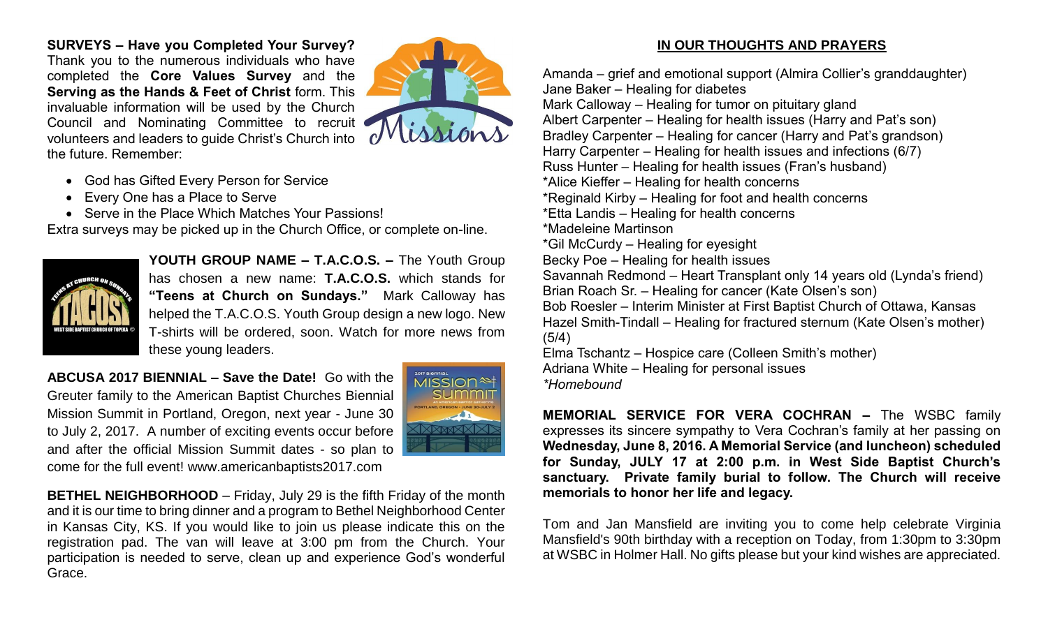**SURVEYS – Have you Completed Your Survey?** Thank you to the numerous individuals who have completed the **Core Values Survey** and the **Serving as the Hands & Feet of Christ** form. This invaluable information will be used by the Church Council and Nominating Committee to recruit volunteers and leaders to guide Christ's Church into the future. Remember:

- God has Gifted Every Person for Service
- Every One has a Place to Serve
- Serve in the Place Which Matches Your Passions!

Extra surveys may be picked up in the Church Office, or complete on-line.

**YOUTH GROUP NAME – T.A.C.O.S. –** The Youth Group has chosen a new name: **T.A.C.O.S.** which stands for **"Teens at Church on Sundays."** Mark Calloway has helped the T.A.C.O.S. Youth Group design a new logo. New T-shirts will be ordered, soon. Watch for more news from these young leaders.

**ABCUSA 2017 BIENNIAL – Save the Date!** Go with the Greuter family to the American Baptist Churches Biennial Mission Summit in Portland, Oregon, next year - June 30 to July 2, 2017. A number of exciting events occur before and after the official Mission Summit dates - so plan to come for the full event! www.americanbaptists2017.com

**BETHEL NEIGHBORHOOD** – Friday, July 29 is the fifth Friday of the month and it is our time to bring dinner and a program to Bethel Neighborhood Center in Kansas City, KS. If you would like to join us please indicate this on the registration pad. The van will leave at 3:00 pm from the Church. Your participation is needed to serve, clean up and experience God's wonderful Grace.

## IN OUR THOUGHTS AND PRAYERS

Amanda – grief and emotional support (Almira Collier's granddaughter)
Jane Baker – Healing for diabetes
Mark Calloway – Healing for tumor on pituitary gland
Albert Carpenter – Healing for health issues (Harry and Pat's son)
Bradley Carpenter – Healing for cancer (Harry and Pat's grandson)
Harry Carpenter – Healing for health issues and infections (6/7)
Russ Hunter – Healing for health issues (Fran's husband)
*Alice Kieffer – Healing for health concerns
*Reginald Kirby – Healing for foot and health concerns
*Etta Landis – Healing for health concerns
*Madeleine Martinson
*Gil McCurdy – Healing for eyesight
Becky Poe – Healing for health issues
Savannah Redmond – Heart Transplant only 14 years old (Lynda's friend)
Brian Roach Sr. – Healing for cancer (Kate Olsen's son)
Bob Roesler – Interim Minister at First Baptist Church of Ottawa, Kansas
Hazel Smith-Tindall – Healing for fractured sternum (Kate Olsen's mother) (5/4)
Elma Tschantz – Hospice care (Colleen Smith's mother)
Adriana White – Healing for personal issues
*\*Homebound*

**MEMORIAL SERVICE FOR VERA COCHRAN –** The WSBC family expresses its sincere sympathy to Vera Cochran's family at her passing on **Wednesday, June 8, 2016. A Memorial Service (and luncheon) scheduled for Sunday, JULY 17 at 2:00 p.m. in West Side Baptist Church's sanctuary. Private family burial to follow. The Church will receive memorials to honor her life and legacy.**

Tom and Jan Mansfield are inviting you to come help celebrate Virginia Mansfield's 90th birthday with a reception on Today, from 1:30pm to 3:30pm at WSBC in Holmer Hall. No gifts please but your kind wishes are appreciated.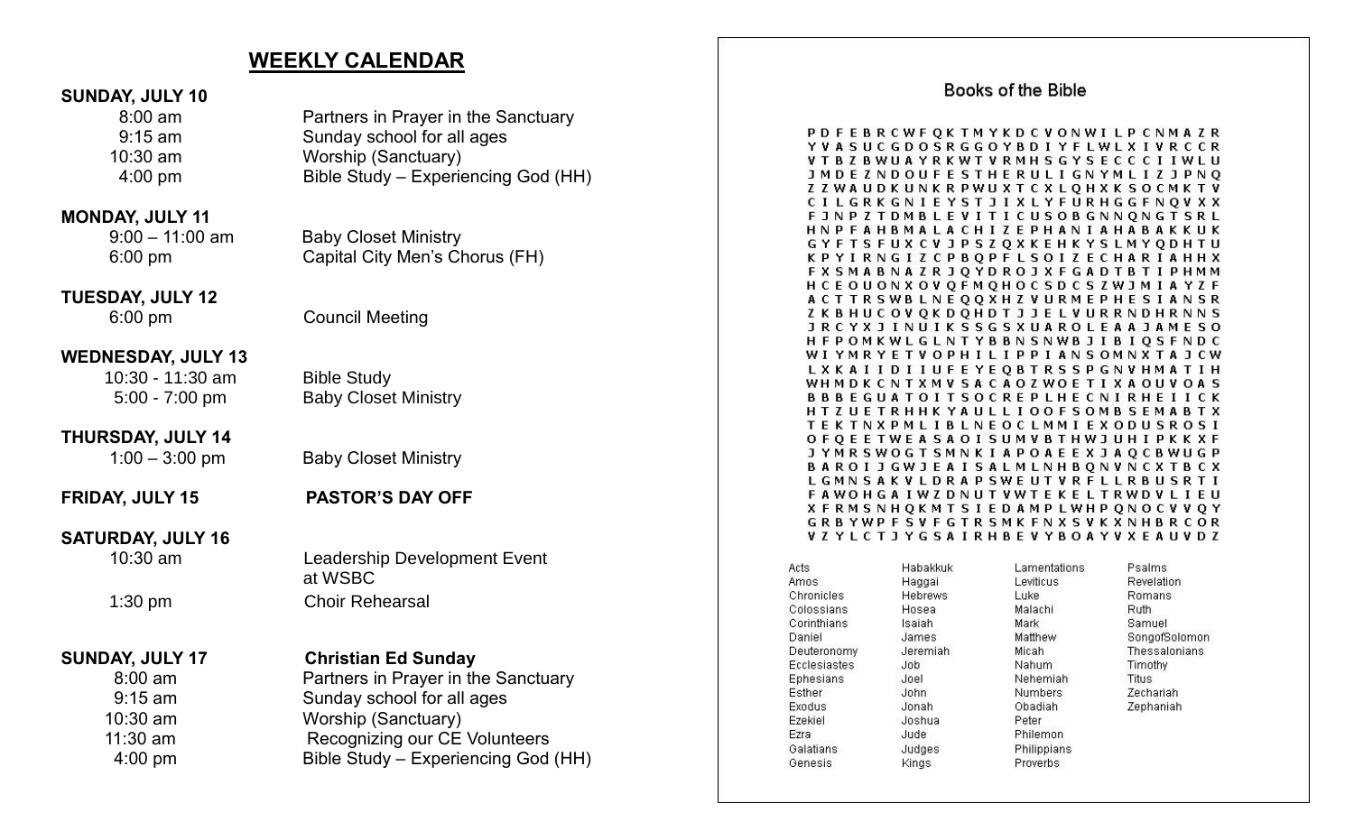## WEEKLY CALENDAR

**SUNDAY, JULY 10**

| | |
|---|---|
| 8:00 am | Partners in Prayer in the Sanctuary |
| 9:15 am | Sunday school for all ages |
| 10:30 am | Worship (Sanctuary) |
| 4:00 pm | Bible Study – Experiencing God (HH) |

**MONDAY, JULY 11**

| | |
|---|---|
| 9:00 – 11:00 am | Baby Closet Ministry |
| 6:00 pm | Capital City Men's Chorus (FH) |

**TUESDAY, JULY 12**

| | |
|---|---|
| 6:00 pm | Council Meeting |

**WEDNESDAY, JULY 13**

| | |
|---|---|
| 10:30 - 11:30 am | Bible Study |
| 5:00 - 7:00 pm | Baby Closet Ministry |

**THURSDAY, JULY 14**

| | |
|---|---|
| 1:00 – 3:00 pm | Baby Closet Ministry |

**FRIDAY, JULY 15** **PASTOR'S DAY OFF**

**SATURDAY, JULY 16**

| | |
|---|---|
| 10:30 am | Leadership Development Event at WSBC |
| 1:30 pm | Choir Rehearsal |

**SUNDAY, JULY 17** **Christian Ed Sunday**

| | |
|---|---|
| 8:00 am | Partners in Prayer in the Sanctuary |
| 9:15 am | Sunday school for all ages |
| 10:30 am | Worship (Sanctuary) |
| 11:30 am | Recognizing our CE Volunteers |
| 4:00 pm | Bible Study – Experiencing God (HH) |

## Books of the Bible

```
P D F E B R C W F Q K T M Y K D C V O N W I L P C N M A Z R
Y V A S U C G D O S R G G O Y B D I Y F L W L X I V R C C R
V T B Z B W U A Y R K W T V R M H S G Y S E C C C I I W L U
J M D E Z N D O U F E S T H E R U L I G N Y M L I Z J P N Q
Z Z W A U D K U N K R P W U X T C X L Q H X K S O C M K T V
C I L G R K G N I E Y S T J I X L Y F U R H G G F N Q V X X
F J N P Z T D M B L E V I T I C U S O B G N N Q N G T S R L
H N P F A H B M A L A C H I Z E P H A N I A H A B A K K U K
G Y F T S F U X C V J P S Z Q X K E H K Y S L M Y Q D H T U
K P Y I R N G I Z C P B Q P F L S O I Z E C H A R I A H H X
F X S M A B N A Z R J Q Y D R O J X F G A D T B T I P H M M
H C E O U O N X O V Q F M Q H O C S D C S Z W J M I A Y Z F
A C T T R S W B L N E Q Q X H Z V U R M E P H E S I A N S R
Z K B H U C O V Q K D Q H D T J J E L V U R R N D H R N N S
J R C Y X J I N U I K S S G S X U A R O L E A A J A M E S O
H F P O M K W L G L N T Y B B N S N W B J I B I Q S F N D C
W I Y M R Y E T V O P H I L I P P I A N S O M N X T A J C W
L X K A I I D I I U F E Y E Q B T R S S P G N V H M A T I H
W H M D K C N T X M V S A C A O Z W O E T I X A O U V O A S
B B B E G U A T O I T S O C R E P L H E C N I R H E I I C K
H T Z U E T R H H K Y A U L L I O O F S O M B S E M A B T X
T E K T N X P M L I B L N E O C L M M I E X O D U S R O S I
O F Q E E T W E A S A O I S U M V B T H W J U H I P K K X F
J Y M R S W O G T S M N K I A P O A E E X J A Q C B W U G P
B A R O I J G W J E A I S A L M L N H B Q N V N C X T B C X
L G M N S A K V L D R A P S W E U T V R F L L R B U S R T I
F A W O H G A I W Z D N U T V W T E K E L T R W D V L I E U
X F R M S N H Q K M T S I E D A M P L W H P Q N O C V V Q Y
G R B Y W P F S V F G T R S M K F N X S V K X N H B R C O R
V Z Y L C T J Y G S A I R H B E V Y B O A Y V X E A U V D Z
```

| | | | |
|---|---|---|---|
| Acts | Habakkuk | Lamentations | Psalms |
| Amos | Haggai | Leviticus | Revelation |
| Chronicles | Hebrews | Luke | Romans |
| Colossians | Hosea | Malachi | Ruth |
| Corinthians | Isaiah | Mark | Samuel |
| Daniel | James | Matthew | SongofSolomon |
| Deuteronomy | Jeremiah | Micah | Thessalonians |
| Ecclesiastes | Job | Nahum | Timothy |
| Ephesians | Joel | Nehemiah | Titus |
| Esther | John | Numbers | Zechariah |
| Exodus | Jonah | Obadiah | Zephaniah |
| Ezekiel | Joshua | Peter | |
| Ezra | Jude | Philemon | |
| Galatians | Judges | Philippians | |
| Genesis | Kings | Proverbs | |